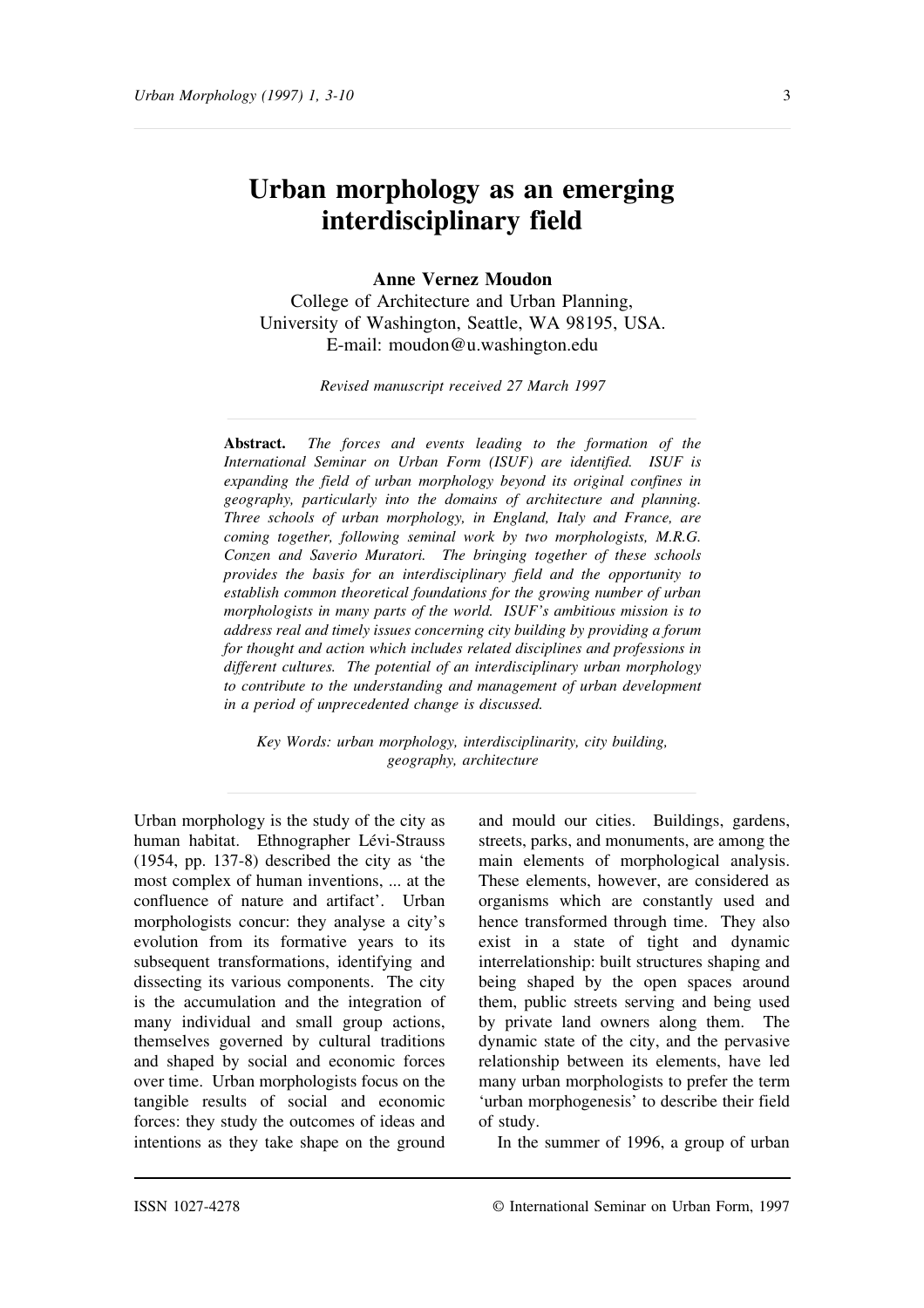# Urban morphology as an emerging interdisciplinary field

**Anne Vernez Moudon**
College of Architecture and Urban Planning,
University of Washington, Seattle, WA 98195, USA.
E-mail: moudon@u.washington.edu

*Revised manuscript received 27 March 1997*

**Abstract.** *The forces and events leading to the formation of the International Seminar on Urban Form (ISUF) are identified. ISUF is expanding the field of urban morphology beyond its original confines in geography, particularly into the domains of architecture and planning. Three schools of urban morphology, in England, Italy and France, are coming together, following seminal work by two morphologists, M.R.G. Conzen and Saverio Muratori. The bringing together of these schools provides the basis for an interdisciplinary field and the opportunity to establish common theoretical foundations for the growing number of urban morphologists in many parts of the world. ISUF's ambitious mission is to address real and timely issues concerning city building by providing a forum for thought and action which includes related disciplines and professions in different cultures. The potential of an interdisciplinary urban morphology to contribute to the understanding and management of urban development in a period of unprecedented change is discussed.*

*Key Words: urban morphology, interdisciplinarity, city building, geography, architecture*

Urban morphology is the study of the city as human habitat. Ethnographer Lévi-Strauss (1954, pp. 137-8) described the city as 'the most complex of human inventions, ... at the confluence of nature and artifact'. Urban morphologists concur: they analyse a city's evolution from its formative years to its subsequent transformations, identifying and dissecting its various components. The city is the accumulation and the integration of many individual and small group actions, themselves governed by cultural traditions and shaped by social and economic forces over time. Urban morphologists focus on the tangible results of social and economic forces: they study the outcomes of ideas and intentions as they take shape on the ground and mould our cities. Buildings, gardens, streets, parks, and monuments, are among the main elements of morphological analysis. These elements, however, are considered as organisms which are constantly used and hence transformed through time. They also exist in a state of tight and dynamic interrelationship: built structures shaping and being shaped by the open spaces around them, public streets serving and being used by private land owners along them. The dynamic state of the city, and the pervasive relationship between its elements, have led many urban morphologists to prefer the term 'urban morphogenesis' to describe their field of study.

In the summer of 1996, a group of urban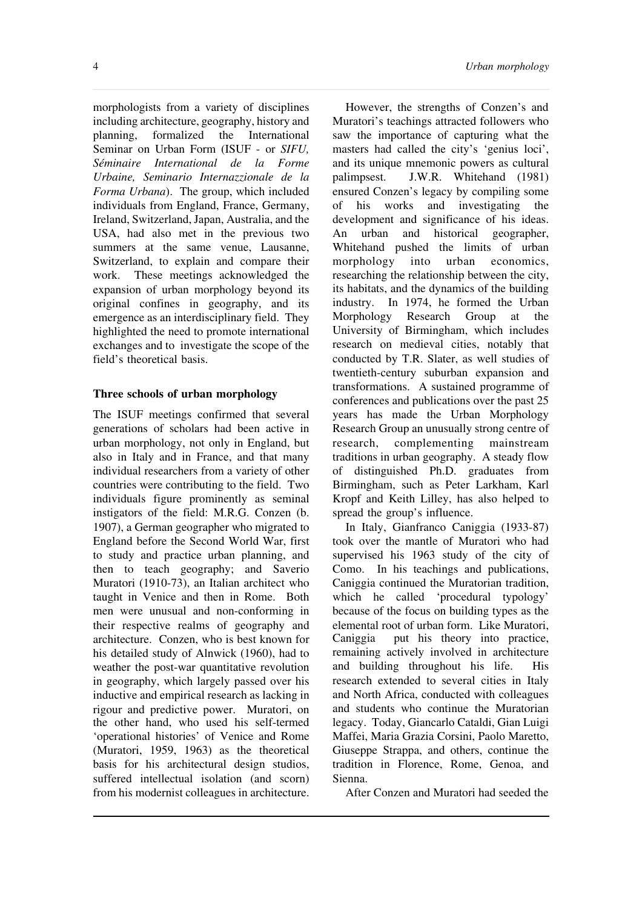morphologists from a variety of disciplines including architecture, geography, history and planning, formalized the International Seminar on Urban Form (ISUF - or *SIFU, Séminaire International de la Forme Urbaine, Seminario Internazzionale de la Forma Urbana*). The group, which included individuals from England, France, Germany, Ireland, Switzerland, Japan, Australia, and the USA, had also met in the previous two summers at the same venue, Lausanne, Switzerland, to explain and compare their work. These meetings acknowledged the expansion of urban morphology beyond its original confines in geography, and its emergence as an interdisciplinary field. They highlighted the need to promote international exchanges and to investigate the scope of the field's theoretical basis.

## Three schools of urban morphology

The ISUF meetings confirmed that several generations of scholars had been active in urban morphology, not only in England, but also in Italy and in France, and that many individual researchers from a variety of other countries were contributing to the field. Two individuals figure prominently as seminal instigators of the field: M.R.G. Conzen (b. 1907), a German geographer who migrated to England before the Second World War, first to study and practice urban planning, and then to teach geography; and Saverio Muratori (1910-73), an Italian architect who taught in Venice and then in Rome. Both men were unusual and non-conforming in their respective realms of geography and architecture. Conzen, who is best known for his detailed study of Alnwick (1960), had to weather the post-war quantitative revolution in geography, which largely passed over his inductive and empirical research as lacking in rigour and predictive power. Muratori, on the other hand, who used his self-termed 'operational histories' of Venice and Rome (Muratori, 1959, 1963) as the theoretical basis for his architectural design studios, suffered intellectual isolation (and scorn) from his modernist colleagues in architecture.

However, the strengths of Conzen's and Muratori's teachings attracted followers who saw the importance of capturing what the masters had called the city's 'genius loci', and its unique mnemonic powers as cultural palimpsest. J.W.R. Whitehand (1981) ensured Conzen's legacy by compiling some of his works and investigating the development and significance of his ideas. An urban and historical geographer, Whitehand pushed the limits of urban morphology into urban economics, researching the relationship between the city, its habitats, and the dynamics of the building industry. In 1974, he formed the Urban Morphology Research Group at the University of Birmingham, which includes research on medieval cities, notably that conducted by T.R. Slater, as well studies of twentieth-century suburban expansion and transformations. A sustained programme of conferences and publications over the past 25 years has made the Urban Morphology Research Group an unusually strong centre of research, complementing mainstream traditions in urban geography. A steady flow of distinguished Ph.D. graduates from Birmingham, such as Peter Larkham, Karl Kropf and Keith Lilley, has also helped to spread the group's influence.

In Italy, Gianfranco Caniggia (1933-87) took over the mantle of Muratori who had supervised his 1963 study of the city of Como. In his teachings and publications, Caniggia continued the Muratorian tradition, which he called 'procedural typology' because of the focus on building types as the elemental root of urban form. Like Muratori, Caniggia put his theory into practice, remaining actively involved in architecture and building throughout his life. His research extended to several cities in Italy and North Africa, conducted with colleagues and students who continue the Muratorian legacy. Today, Giancarlo Cataldi, Gian Luigi Maffei, Maria Grazia Corsini, Paolo Maretto, Giuseppe Strappa, and others, continue the tradition in Florence, Rome, Genoa, and Sienna.

After Conzen and Muratori had seeded the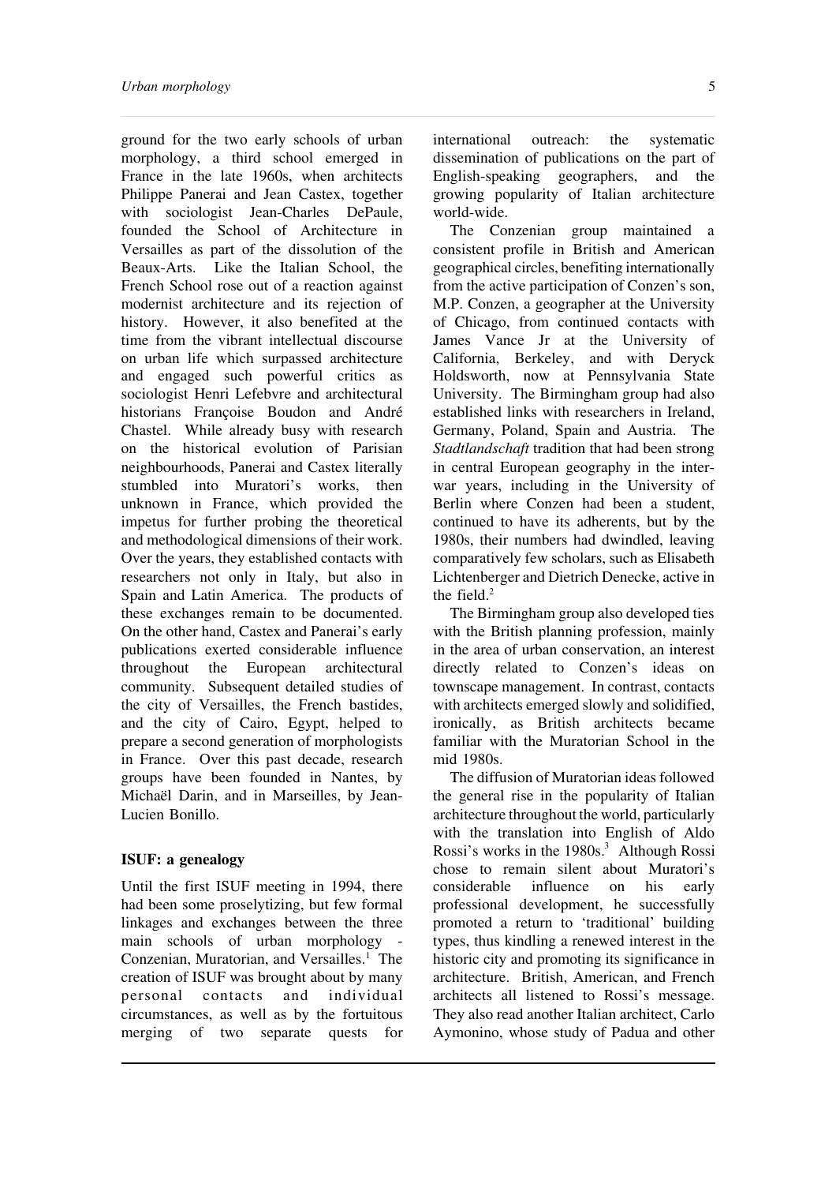ground for the two early schools of urban morphology, a third school emerged in France in the late 1960s, when architects Philippe Panerai and Jean Castex, together with sociologist Jean-Charles DePaule, founded the School of Architecture in Versailles as part of the dissolution of the Beaux-Arts. Like the Italian School, the French School rose out of a reaction against modernist architecture and its rejection of history. However, it also benefited at the time from the vibrant intellectual discourse on urban life which surpassed architecture and engaged such powerful critics as sociologist Henri Lefebvre and architectural historians Françoise Boudon and André Chastel. While already busy with research on the historical evolution of Parisian neighbourhoods, Panerai and Castex literally stumbled into Muratori's works, then unknown in France, which provided the impetus for further probing the theoretical and methodological dimensions of their work. Over the years, they established contacts with researchers not only in Italy, but also in Spain and Latin America. The products of these exchanges remain to be documented. On the other hand, Castex and Panerai's early publications exerted considerable influence throughout the European architectural community. Subsequent detailed studies of the city of Versailles, the French bastides, and the city of Cairo, Egypt, helped to prepare a second generation of morphologists in France. Over this past decade, research groups have been founded in Nantes, by Michaël Darin, and in Marseilles, by Jean-Lucien Bonillo.

## ISUF: a genealogy

Until the first ISUF meeting in 1994, there had been some proselytizing, but few formal linkages and exchanges between the three main schools of urban morphology - Conzenian, Muratorian, and Versailles.[1] The creation of ISUF was brought about by many personal contacts and individual circumstances, as well as by the fortuitous merging of two separate quests for international outreach: the systematic dissemination of publications on the part of English-speaking geographers, and the growing popularity of Italian architecture world-wide.

The Conzenian group maintained a consistent profile in British and American geographical circles, benefiting internationally from the active participation of Conzen's son, M.P. Conzen, a geographer at the University of Chicago, from continued contacts with James Vance Jr at the University of California, Berkeley, and with Deryck Holdsworth, now at Pennsylvania State University. The Birmingham group had also established links with researchers in Ireland, Germany, Poland, Spain and Austria. The *Stadtlandschaft* tradition that had been strong in central European geography in the inter-war years, including in the University of Berlin where Conzen had been a student, continued to have its adherents, but by the 1980s, their numbers had dwindled, leaving comparatively few scholars, such as Elisabeth Lichtenberger and Dietrich Denecke, active in the field.[2]

The Birmingham group also developed ties with the British planning profession, mainly in the area of urban conservation, an interest directly related to Conzen's ideas on townscape management. In contrast, contacts with architects emerged slowly and solidified, ironically, as British architects became familiar with the Muratorian School in the mid 1980s.

The diffusion of Muratorian ideas followed the general rise in the popularity of Italian architecture throughout the world, particularly with the translation into English of Aldo Rossi's works in the 1980s.[3] Although Rossi chose to remain silent about Muratori's considerable influence on his early professional development, he successfully promoted a return to 'traditional' building types, thus kindling a renewed interest in the historic city and promoting its significance in architecture. British, American, and French architects all listened to Rossi's message. They also read another Italian architect, Carlo Aymonino, whose study of Padua and other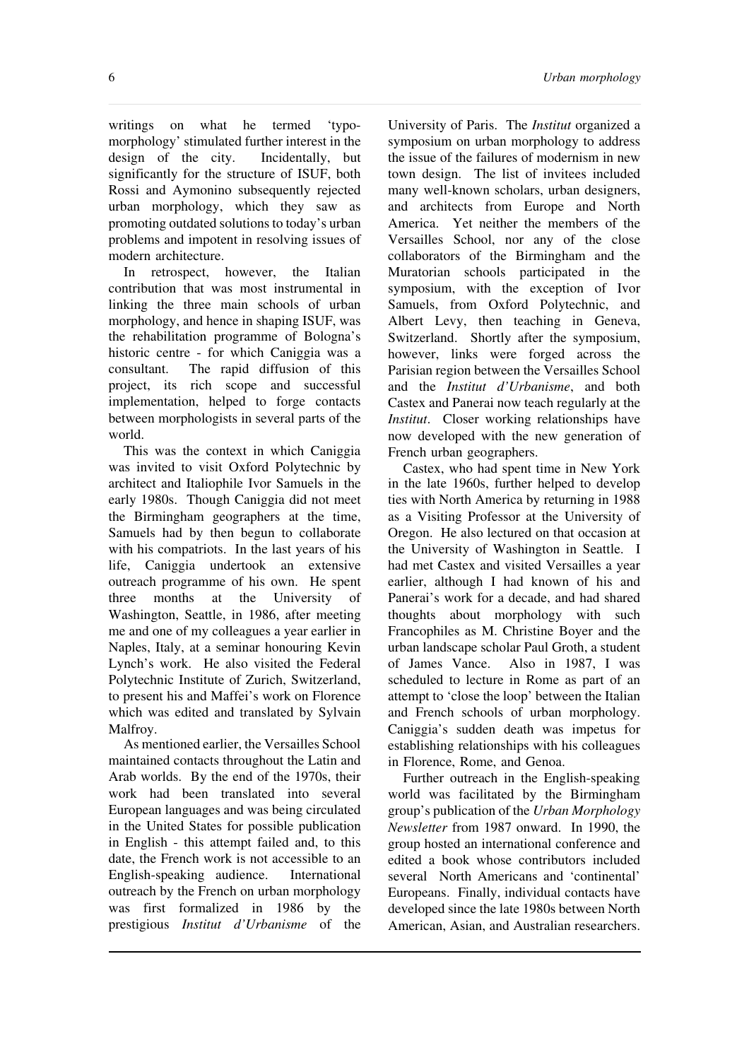writings on what he termed 'typo-morphology' stimulated further interest in the design of the city. Incidentally, but significantly for the structure of ISUF, both Rossi and Aymonino subsequently rejected urban morphology, which they saw as promoting outdated solutions to today's urban problems and impotent in resolving issues of modern architecture.

In retrospect, however, the Italian contribution that was most instrumental in linking the three main schools of urban morphology, and hence in shaping ISUF, was the rehabilitation programme of Bologna's historic centre - for which Caniggia was a consultant. The rapid diffusion of this project, its rich scope and successful implementation, helped to forge contacts between morphologists in several parts of the world.

This was the context in which Caniggia was invited to visit Oxford Polytechnic by architect and Italiophile Ivor Samuels in the early 1980s. Though Caniggia did not meet the Birmingham geographers at the time, Samuels had by then begun to collaborate with his compatriots. In the last years of his life, Caniggia undertook an extensive outreach programme of his own. He spent three months at the University of Washington, Seattle, in 1986, after meeting me and one of my colleagues a year earlier in Naples, Italy, at a seminar honouring Kevin Lynch's work. He also visited the Federal Polytechnic Institute of Zurich, Switzerland, to present his and Maffei's work on Florence which was edited and translated by Sylvain Malfroy.

As mentioned earlier, the Versailles School maintained contacts throughout the Latin and Arab worlds. By the end of the 1970s, their work had been translated into several European languages and was being circulated in the United States for possible publication in English - this attempt failed and, to this date, the French work is not accessible to an English-speaking audience. International outreach by the French on urban morphology was first formalized in 1986 by the prestigious *Institut d'Urbanisme* of the University of Paris. The *Institut* organized a symposium on urban morphology to address the issue of the failures of modernism in new town design. The list of invitees included many well-known scholars, urban designers, and architects from Europe and North America. Yet neither the members of the Versailles School, nor any of the close collaborators of the Birmingham and the Muratorian schools participated in the symposium, with the exception of Ivor Samuels, from Oxford Polytechnic, and Albert Levy, then teaching in Geneva, Switzerland. Shortly after the symposium, however, links were forged across the Parisian region between the Versailles School and the *Institut d'Urbanisme*, and both Castex and Panerai now teach regularly at the *Institut*. Closer working relationships have now developed with the new generation of French urban geographers.

Castex, who had spent time in New York in the late 1960s, further helped to develop ties with North America by returning in 1988 as a Visiting Professor at the University of Oregon. He also lectured on that occasion at the University of Washington in Seattle. I had met Castex and visited Versailles a year earlier, although I had known of his and Panerai's work for a decade, and had shared thoughts about morphology with such Francophiles as M. Christine Boyer and the urban landscape scholar Paul Groth, a student of James Vance. Also in 1987, I was scheduled to lecture in Rome as part of an attempt to 'close the loop' between the Italian and French schools of urban morphology. Caniggia's sudden death was impetus for establishing relationships with his colleagues in Florence, Rome, and Genoa.

Further outreach in the English-speaking world was facilitated by the Birmingham group's publication of the *Urban Morphology Newsletter* from 1987 onward. In 1990, the group hosted an international conference and edited a book whose contributors included several North Americans and 'continental' Europeans. Finally, individual contacts have developed since the late 1980s between North American, Asian, and Australian researchers.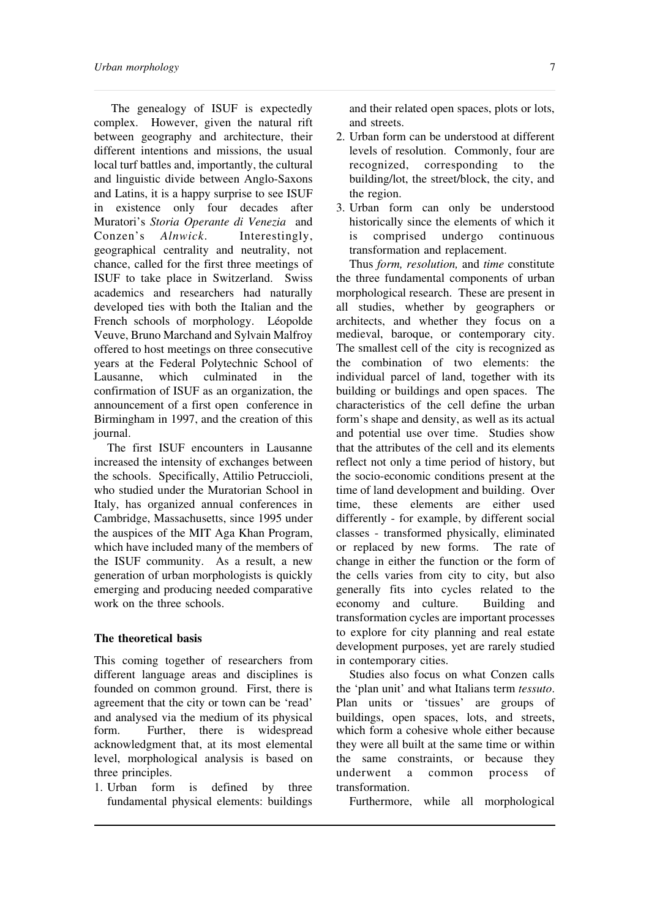The genealogy of ISUF is expectedly complex. However, given the natural rift between geography and architecture, their different intentions and missions, the usual local turf battles and, importantly, the cultural and linguistic divide between Anglo-Saxons and Latins, it is a happy surprise to see ISUF in existence only four decades after Muratori's *Storia Operante di Venezia* and Conzen's *Alnwick*. Interestingly, geographical centrality and neutrality, not chance, called for the first three meetings of ISUF to take place in Switzerland. Swiss academics and researchers had naturally developed ties with both the Italian and the French schools of morphology. Léopolde Veuve, Bruno Marchand and Sylvain Malfroy offered to host meetings on three consecutive years at the Federal Polytechnic School of Lausanne, which culminated in the confirmation of ISUF as an organization, the announcement of a first open conference in Birmingham in 1997, and the creation of this journal.

The first ISUF encounters in Lausanne increased the intensity of exchanges between the schools. Specifically, Attilio Petruccioli, who studied under the Muratorian School in Italy, has organized annual conferences in Cambridge, Massachusetts, since 1995 under the auspices of the MIT Aga Khan Program, which have included many of the members of the ISUF community. As a result, a new generation of urban morphologists is quickly emerging and producing needed comparative work on the three schools.

## The theoretical basis

This coming together of researchers from different language areas and disciplines is founded on common ground. First, there is agreement that the city or town can be 'read' and analysed via the medium of its physical form. Further, there is widespread acknowledgment that, at its most elemental level, morphological analysis is based on three principles.

1. Urban form is defined by three fundamental physical elements: buildings and their related open spaces, plots or lots, and streets.
2. Urban form can be understood at different levels of resolution. Commonly, four are recognized, corresponding to the building/lot, the street/block, the city, and the region.
3. Urban form can only be understood historically since the elements of which it is comprised undergo continuous transformation and replacement.

Thus *form, resolution,* and *time* constitute the three fundamental components of urban morphological research. These are present in all studies, whether by geographers or architects, and whether they focus on a medieval, baroque, or contemporary city. The smallest cell of the city is recognized as the combination of two elements: the individual parcel of land, together with its building or buildings and open spaces. The characteristics of the cell define the urban form's shape and density, as well as its actual and potential use over time. Studies show that the attributes of the cell and its elements reflect not only a time period of history, but the socio-economic conditions present at the time of land development and building. Over time, these elements are either used differently - for example, by different social classes - transformed physically, eliminated or replaced by new forms. The rate of change in either the function or the form of the cells varies from city to city, but also generally fits into cycles related to the economy and culture. Building and transformation cycles are important processes to explore for city planning and real estate development purposes, yet are rarely studied in contemporary cities.

Studies also focus on what Conzen calls the 'plan unit' and what Italians term *tessuto*. Plan units or 'tissues' are groups of buildings, open spaces, lots, and streets, which form a cohesive whole either because they were all built at the same time or within the same constraints, or because they underwent a common process of transformation.

Furthermore, while all morphological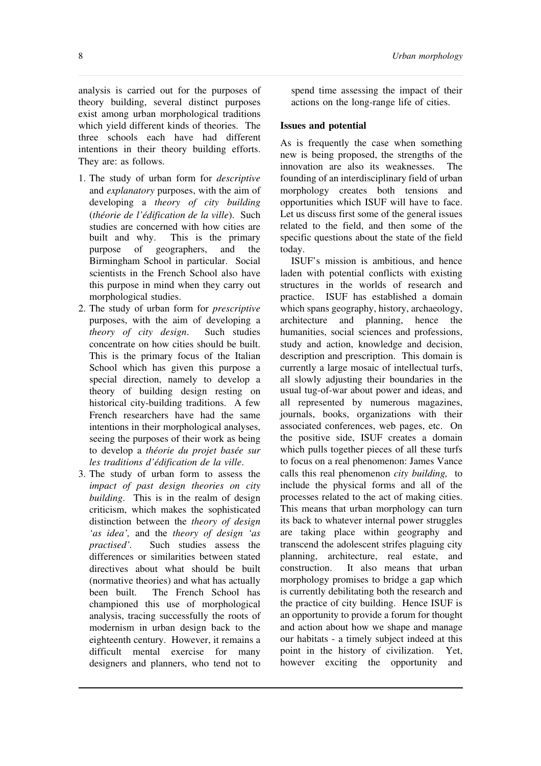analysis is carried out for the purposes of theory building, several distinct purposes exist among urban morphological traditions which yield different kinds of theories. The three schools each have had different intentions in their theory building efforts. They are: as follows.

1. The study of urban form for *descriptive* and *explanatory* purposes, with the aim of developing a *theory of city building* (*théorie de l'édification de la ville*). Such studies are concerned with how cities are built and why. This is the primary purpose of geographers, and the Birmingham School in particular. Social scientists in the French School also have this purpose in mind when they carry out morphological studies.
2. The study of urban form for *prescriptive* purposes, with the aim of developing a *theory of city design*. Such studies concentrate on how cities should be built. This is the primary focus of the Italian School which has given this purpose a special direction, namely to develop a theory of building design resting on historical city-building traditions. A few French researchers have had the same intentions in their morphological analyses, seeing the purposes of their work as being to develop a *théorie du projet basée sur les traditions d'édification de la ville*.
3. The study of urban form to assess the *impact of past design theories on city building*. This is in the realm of design criticism, which makes the sophisticated distinction between the *theory of design 'as idea',* and the *theory of design 'as practised'*. Such studies assess the differences or similarities between stated directives about what should be built (normative theories) and what has actually been built. The French School has championed this use of morphological analysis, tracing successfully the roots of modernism in urban design back to the eighteenth century. However, it remains a difficult mental exercise for many designers and planners, who tend not to spend time assessing the impact of their actions on the long-range life of cities.

## Issues and potential

As is frequently the case when something new is being proposed, the strengths of the innovation are also its weaknesses. The founding of an interdisciplinary field of urban morphology creates both tensions and opportunities which ISUF will have to face. Let us discuss first some of the general issues related to the field, and then some of the specific questions about the state of the field today.

ISUF's mission is ambitious, and hence laden with potential conflicts with existing structures in the worlds of research and practice. ISUF has established a domain which spans geography, history, archaeology, architecture and planning, hence the humanities, social sciences and professions, study and action, knowledge and decision, description and prescription. This domain is currently a large mosaic of intellectual turfs, all slowly adjusting their boundaries in the usual tug-of-war about power and ideas, and all represented by numerous magazines, journals, books, organizations with their associated conferences, web pages, etc. On the positive side, ISUF creates a domain which pulls together pieces of all these turfs to focus on a real phenomenon: James Vance calls this real phenomenon *city building,* to include the physical forms and all of the processes related to the act of making cities. This means that urban morphology can turn its back to whatever internal power struggles are taking place within geography and transcend the adolescent strifes plaguing city planning, architecture, real estate, and construction. It also means that urban morphology promises to bridge a gap which is currently debilitating both the research and the practice of city building. Hence ISUF is an opportunity to provide a forum for thought and action about how we shape and manage our habitats - a timely subject indeed at this point in the history of civilization. Yet, however exciting the opportunity and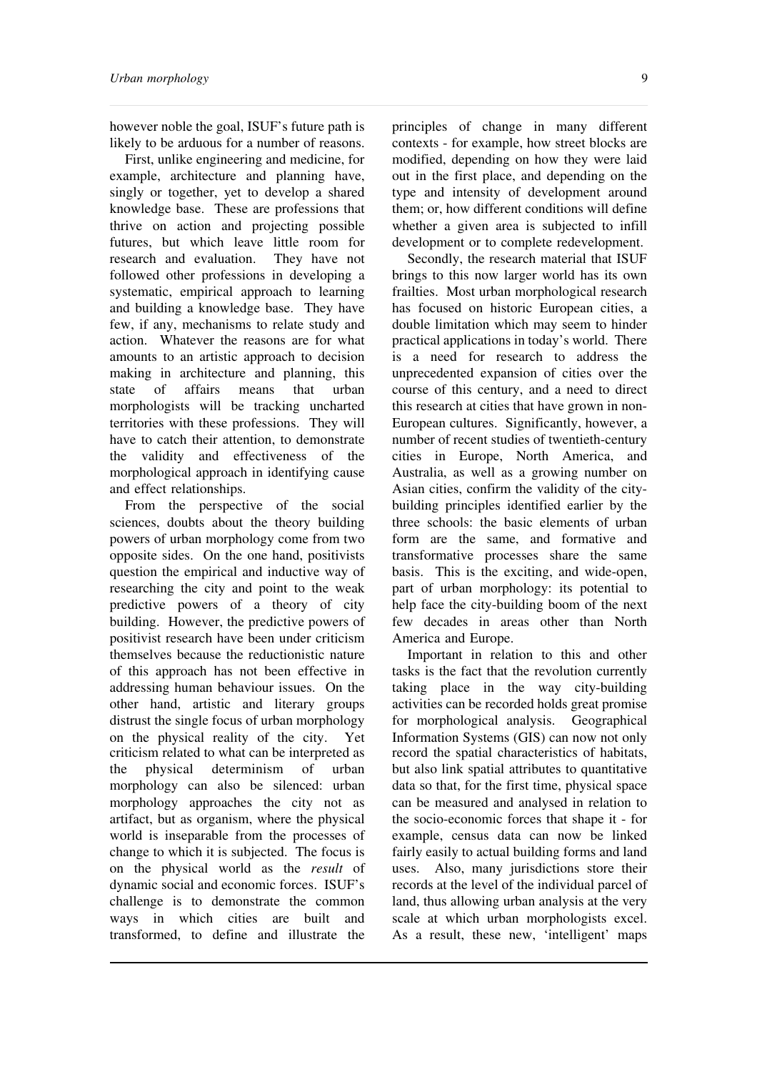however noble the goal, ISUF's future path is likely to be arduous for a number of reasons.

First, unlike engineering and medicine, for example, architecture and planning have, singly or together, yet to develop a shared knowledge base. These are professions that thrive on action and projecting possible futures, but which leave little room for research and evaluation. They have not followed other professions in developing a systematic, empirical approach to learning and building a knowledge base. They have few, if any, mechanisms to relate study and action. Whatever the reasons are for what amounts to an artistic approach to decision making in architecture and planning, this state of affairs means that urban morphologists will be tracking uncharted territories with these professions. They will have to catch their attention, to demonstrate the validity and effectiveness of the morphological approach in identifying cause and effect relationships.

From the perspective of the social sciences, doubts about the theory building powers of urban morphology come from two opposite sides. On the one hand, positivists question the empirical and inductive way of researching the city and point to the weak predictive powers of a theory of city building. However, the predictive powers of positivist research have been under criticism themselves because the reductionistic nature of this approach has not been effective in addressing human behaviour issues. On the other hand, artistic and literary groups distrust the single focus of urban morphology on the physical reality of the city. Yet criticism related to what can be interpreted as the physical determinism of urban morphology can also be silenced: urban morphology approaches the city not as artifact, but as organism, where the physical world is inseparable from the processes of change to which it is subjected. The focus is on the physical world as the *result* of dynamic social and economic forces. ISUF's challenge is to demonstrate the common ways in which cities are built and transformed, to define and illustrate the principles of change in many different contexts - for example, how street blocks are modified, depending on how they were laid out in the first place, and depending on the type and intensity of development around them; or, how different conditions will define whether a given area is subjected to infill development or to complete redevelopment.

Secondly, the research material that ISUF brings to this now larger world has its own frailties. Most urban morphological research has focused on historic European cities, a double limitation which may seem to hinder practical applications in today's world. There is a need for research to address the unprecedented expansion of cities over the course of this century, and a need to direct this research at cities that have grown in non-European cultures. Significantly, however, a number of recent studies of twentieth-century cities in Europe, North America, and Australia, as well as a growing number on Asian cities, confirm the validity of the city-building principles identified earlier by the three schools: the basic elements of urban form are the same, and formative and transformative processes share the same basis. This is the exciting, and wide-open, part of urban morphology: its potential to help face the city-building boom of the next few decades in areas other than North America and Europe.

Important in relation to this and other tasks is the fact that the revolution currently taking place in the way city-building activities can be recorded holds great promise for morphological analysis. Geographical Information Systems (GIS) can now not only record the spatial characteristics of habitats, but also link spatial attributes to quantitative data so that, for the first time, physical space can be measured and analysed in relation to the socio-economic forces that shape it - for example, census data can now be linked fairly easily to actual building forms and land uses. Also, many jurisdictions store their records at the level of the individual parcel of land, thus allowing urban analysis at the very scale at which urban morphologists excel. As a result, these new, 'intelligent' maps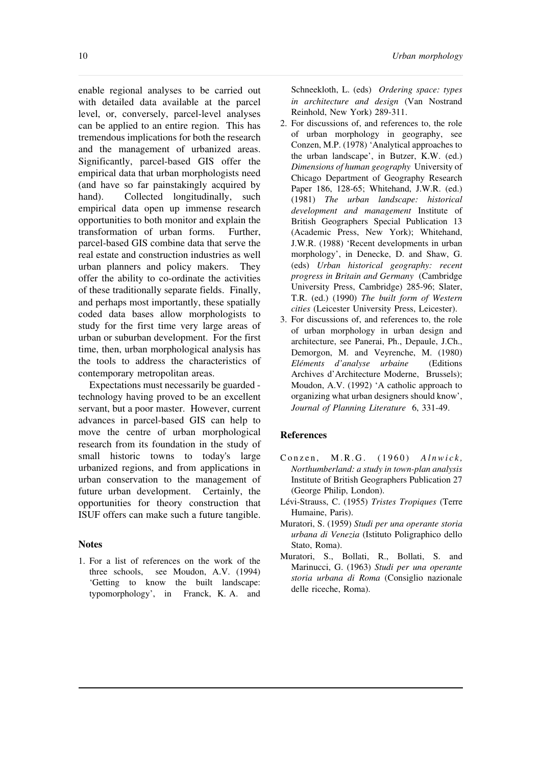enable regional analyses to be carried out with detailed data available at the parcel level, or, conversely, parcel-level analyses can be applied to an entire region. This has tremendous implications for both the research and the management of urbanized areas. Significantly, parcel-based GIS offer the empirical data that urban morphologists need (and have so far painstakingly acquired by hand). Collected longitudinally, such empirical data open up immense research opportunities to both monitor and explain the transformation of urban forms. Further, parcel-based GIS combine data that serve the real estate and construction industries as well urban planners and policy makers. They offer the ability to co-ordinate the activities of these traditionally separate fields. Finally, and perhaps most importantly, these spatially coded data bases allow morphologists to study for the first time very large areas of urban or suburban development. For the first time, then, urban morphological analysis has the tools to address the characteristics of contemporary metropolitan areas.

Expectations must necessarily be guarded - technology having proved to be an excellent servant, but a poor master. However, current advances in parcel-based GIS can help to move the centre of urban morphological research from its foundation in the study of small historic towns to today's large urbanized regions, and from applications in urban conservation to the management of future urban development. Certainly, the opportunities for theory construction that ISUF offers can make such a future tangible.

## Notes

1. For a list of references on the work of the three schools, see Moudon, A.V. (1994) 'Getting to know the built landscape: typomorphology', in Franck, K. A. and Schneekloth, L. (eds) *Ordering space: types in architecture and design* (Van Nostrand Reinhold, New York) 289-311.
2. For discussions of, and references to, the role of urban morphology in geography, see Conzen, M.P. (1978) 'Analytical approaches to the urban landscape', in Butzer, K.W. (ed.) *Dimensions of human geography* University of Chicago Department of Geography Research Paper 186, 128-65; Whitehand, J.W.R. (ed.) (1981) *The urban landscape: historical development and management* Institute of British Geographers Special Publication 13 (Academic Press, New York); Whitehand, J.W.R. (1988) 'Recent developments in urban morphology', in Denecke, D. and Shaw, G. (eds) *Urban historical geography: recent progress in Britain and Germany* (Cambridge University Press, Cambridge) 285-96; Slater, T.R. (ed.) (1990) *The built form of Western cities* (Leicester University Press, Leicester).
3. For discussions of, and references to, the role of urban morphology in urban design and architecture, see Panerai, Ph., Depaule, J.Ch., Demorgon, M. and Veyrenche, M. (1980) *Eléments d'analyse urbaine* (Editions Archives d'Architecture Moderne, Brussels); Moudon, A.V. (1992) 'A catholic approach to organizing what urban designers should know', *Journal of Planning Literature* 6, 331-49.

## References

Conzen, M.R.G. (1960) *Alnwick, Northumberland: a study in town-plan analysis* Institute of British Geographers Publication 27 (George Philip, London).

Lévi-Strauss, C. (1955) *Tristes Tropiques* (Terre Humaine, Paris).

Muratori, S. (1959) *Studi per una operante storia urbana di Venezia* (Istituto Poligraphico dello Stato, Roma).

Muratori, S., Bollati, R., Bollati, S. and Marinucci, G. (1963) *Studi per una operante storia urbana di Roma* (Consiglio nazionale delle riceche, Roma).